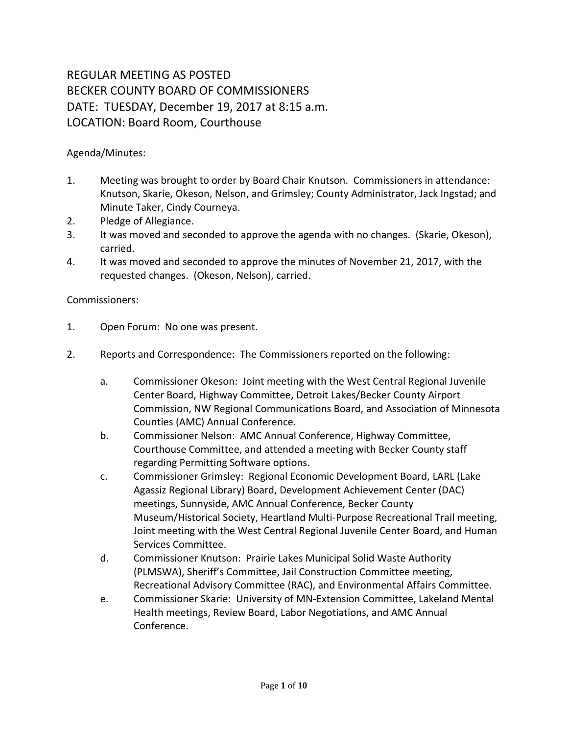# REGULAR MEETING AS POSTED
# BECKER COUNTY BOARD OF COMMISSIONERS
# DATE: TUESDAY, December 19, 2017 at 8:15 a.m.
# LOCATION: Board Room, Courthouse

Agenda/Minutes:

1. Meeting was brought to order by Board Chair Knutson. Commissioners in attendance: Knutson, Skarie, Okeson, Nelson, and Grimsley; County Administrator, Jack Ingstad; and Minute Taker, Cindy Courneya.
2. Pledge of Allegiance.
3. It was moved and seconded to approve the agenda with no changes. (Skarie, Okeson), carried.
4. It was moved and seconded to approve the minutes of November 21, 2017, with the requested changes. (Okeson, Nelson), carried.

Commissioners:

1. Open Forum: No one was present.

2. Reports and Correspondence: The Commissioners reported on the following:

    a. Commissioner Okeson: Joint meeting with the West Central Regional Juvenile Center Board, Highway Committee, Detroit Lakes/Becker County Airport Commission, NW Regional Communications Board, and Association of Minnesota Counties (AMC) Annual Conference.

    b. Commissioner Nelson: AMC Annual Conference, Highway Committee, Courthouse Committee, and attended a meeting with Becker County staff regarding Permitting Software options.

    c. Commissioner Grimsley: Regional Economic Development Board, LARL (Lake Agassiz Regional Library) Board, Development Achievement Center (DAC) meetings, Sunnyside, AMC Annual Conference, Becker County Museum/Historical Society, Heartland Multi-Purpose Recreational Trail meeting, Joint meeting with the West Central Regional Juvenile Center Board, and Human Services Committee.

    d. Commissioner Knutson: Prairie Lakes Municipal Solid Waste Authority (PLMSWA), Sheriff's Committee, Jail Construction Committee meeting, Recreational Advisory Committee (RAC), and Environmental Affairs Committee.

    e. Commissioner Skarie: University of MN-Extension Committee, Lakeland Mental Health meetings, Review Board, Labor Negotiations, and AMC Annual Conference.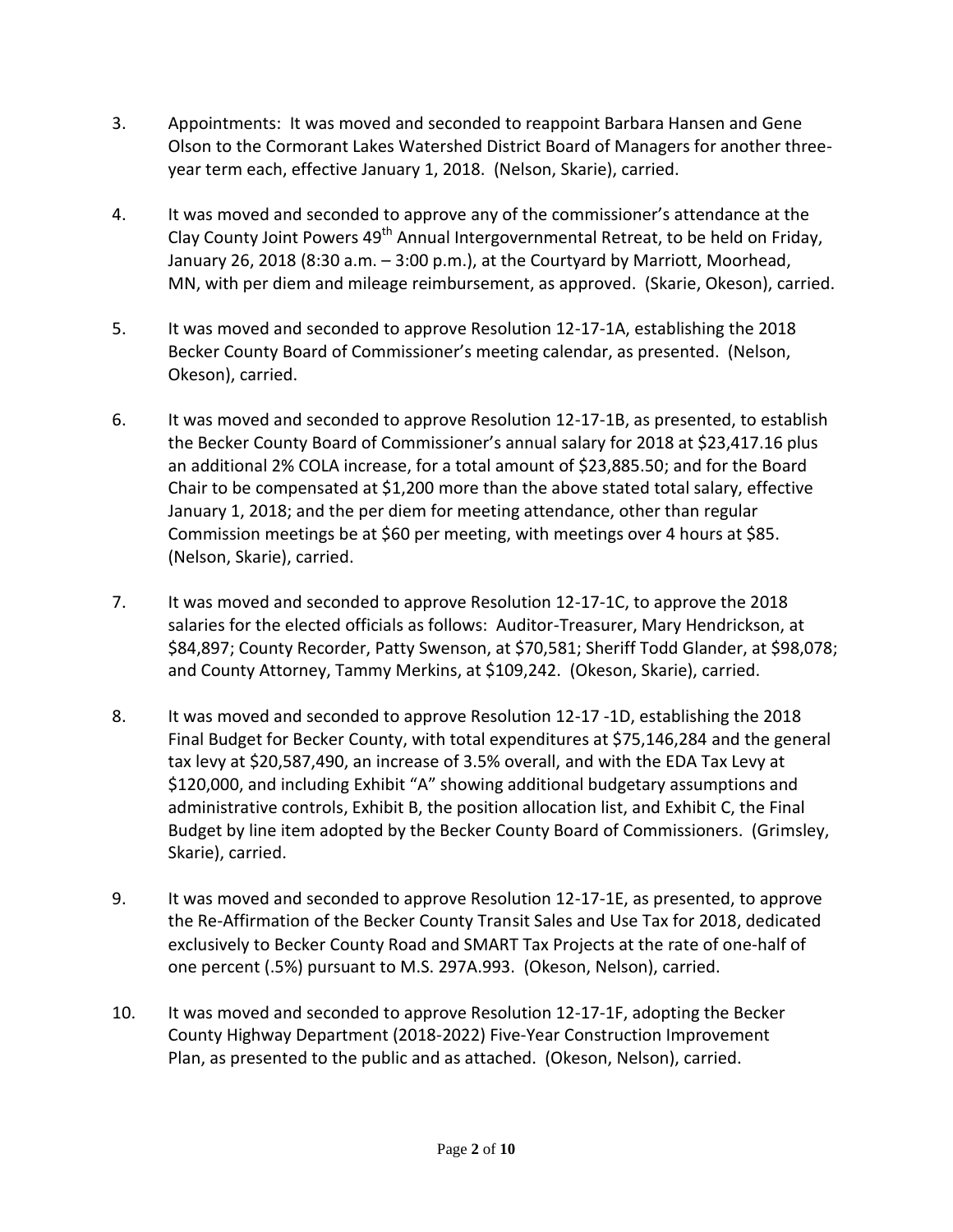3. Appointments: It was moved and seconded to reappoint Barbara Hansen and Gene Olson to the Cormorant Lakes Watershed District Board of Managers for another three-year term each, effective January 1, 2018. (Nelson, Skarie), carried.

4. It was moved and seconded to approve any of the commissioner's attendance at the Clay County Joint Powers 49th Annual Intergovernmental Retreat, to be held on Friday, January 26, 2018 (8:30 a.m. – 3:00 p.m.), at the Courtyard by Marriott, Moorhead, MN, with per diem and mileage reimbursement, as approved. (Skarie, Okeson), carried.

5. It was moved and seconded to approve Resolution 12-17-1A, establishing the 2018 Becker County Board of Commissioner's meeting calendar, as presented. (Nelson, Okeson), carried.

6. It was moved and seconded to approve Resolution 12-17-1B, as presented, to establish the Becker County Board of Commissioner's annual salary for 2018 at $23,417.16 plus an additional 2% COLA increase, for a total amount of $23,885.50; and for the Board Chair to be compensated at $1,200 more than the above stated total salary, effective January 1, 2018; and the per diem for meeting attendance, other than regular Commission meetings be at $60 per meeting, with meetings over 4 hours at $85. (Nelson, Skarie), carried.

7. It was moved and seconded to approve Resolution 12-17-1C, to approve the 2018 salaries for the elected officials as follows: Auditor-Treasurer, Mary Hendrickson, at $84,897; County Recorder, Patty Swenson, at $70,581; Sheriff Todd Glander, at $98,078; and County Attorney, Tammy Merkins, at $109,242. (Okeson, Skarie), carried.

8. It was moved and seconded to approve Resolution 12-17 -1D, establishing the 2018 Final Budget for Becker County, with total expenditures at $75,146,284 and the general tax levy at $20,587,490, an increase of 3.5% overall, and with the EDA Tax Levy at $120,000, and including Exhibit "A" showing additional budgetary assumptions and administrative controls, Exhibit B, the position allocation list, and Exhibit C, the Final Budget by line item adopted by the Becker County Board of Commissioners. (Grimsley, Skarie), carried.

9. It was moved and seconded to approve Resolution 12-17-1E, as presented, to approve the Re-Affirmation of the Becker County Transit Sales and Use Tax for 2018, dedicated exclusively to Becker County Road and SMART Tax Projects at the rate of one-half of one percent (.5%) pursuant to M.S. 297A.993. (Okeson, Nelson), carried.

10. It was moved and seconded to approve Resolution 12-17-1F, adopting the Becker County Highway Department (2018-2022) Five-Year Construction Improvement Plan, as presented to the public and as attached. (Okeson, Nelson), carried.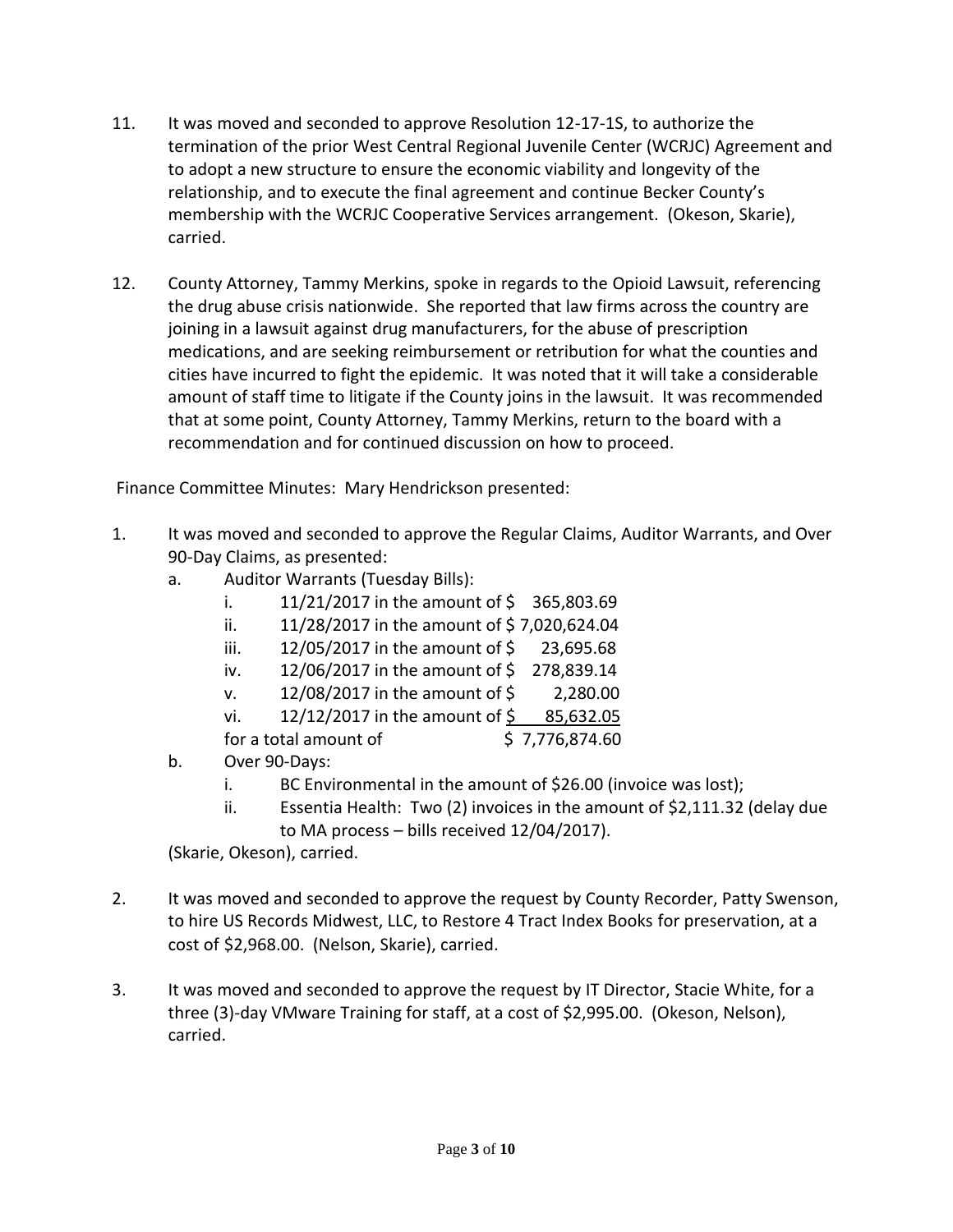11. It was moved and seconded to approve Resolution 12-17-1S, to authorize the termination of the prior West Central Regional Juvenile Center (WCRJC) Agreement and to adopt a new structure to ensure the economic viability and longevity of the relationship, and to execute the final agreement and continue Becker County's membership with the WCRJC Cooperative Services arrangement. (Okeson, Skarie), carried.

12. County Attorney, Tammy Merkins, spoke in regards to the Opioid Lawsuit, referencing the drug abuse crisis nationwide. She reported that law firms across the country are joining in a lawsuit against drug manufacturers, for the abuse of prescription medications, and are seeking reimbursement or retribution for what the counties and cities have incurred to fight the epidemic. It was noted that it will take a considerable amount of staff time to litigate if the County joins in the lawsuit. It was recommended that at some point, County Attorney, Tammy Merkins, return to the board with a recommendation and for continued discussion on how to proceed.

Finance Committee Minutes: Mary Hendrickson presented:

1. It was moved and seconded to approve the Regular Claims, Auditor Warrants, and Over 90-Day Claims, as presented:
   a. Auditor Warrants (Tuesday Bills):
      i. 11/21/2017 in the amount of $ 365,803.69
      ii. 11/28/2017 in the amount of $ 7,020,624.04
      iii. 12/05/2017 in the amount of $ 23,695.68
      iv. 12/06/2017 in the amount of $ 278,839.14
      v. 12/08/2017 in the amount of $ 2,280.00
      vi. 12/12/2017 in the amount of $ 85,632.05

      for a total amount of $ 7,776,874.60
   b. Over 90-Days:
      i. BC Environmental in the amount of $26.00 (invoice was lost);
      ii. Essentia Health: Two (2) invoices in the amount of $2,111.32 (delay due to MA process – bills received 12/04/2017).

   (Skarie, Okeson), carried.

2. It was moved and seconded to approve the request by County Recorder, Patty Swenson, to hire US Records Midwest, LLC, to Restore 4 Tract Index Books for preservation, at a cost of $2,968.00. (Nelson, Skarie), carried.

3. It was moved and seconded to approve the request by IT Director, Stacie White, for a three (3)-day VMware Training for staff, at a cost of $2,995.00. (Okeson, Nelson), carried.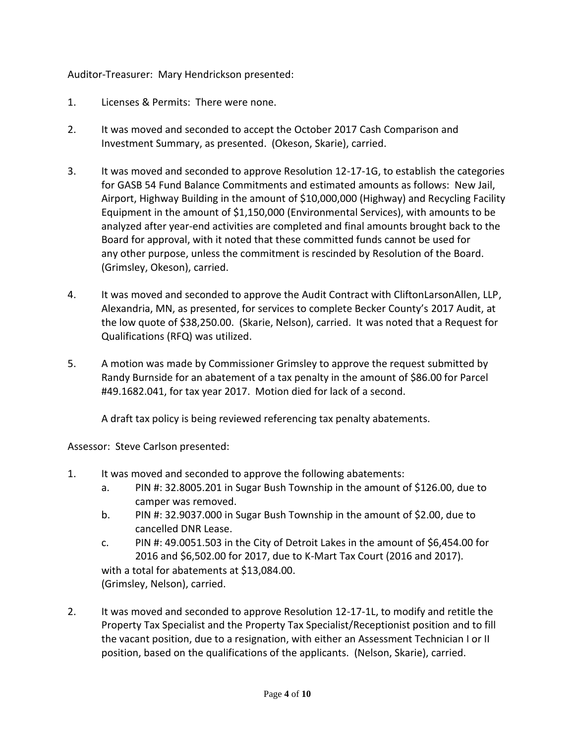Auditor-Treasurer: Mary Hendrickson presented:

1. Licenses & Permits: There were none.

2. It was moved and seconded to accept the October 2017 Cash Comparison and Investment Summary, as presented. (Okeson, Skarie), carried.

3. It was moved and seconded to approve Resolution 12-17-1G, to establish the categories for GASB 54 Fund Balance Commitments and estimated amounts as follows: New Jail, Airport, Highway Building in the amount of $10,000,000 (Highway) and Recycling Facility Equipment in the amount of $1,150,000 (Environmental Services), with amounts to be analyzed after year-end activities are completed and final amounts brought back to the Board for approval, with it noted that these committed funds cannot be used for any other purpose, unless the commitment is rescinded by Resolution of the Board. (Grimsley, Okeson), carried.

4. It was moved and seconded to approve the Audit Contract with CliftonLarsonAllen, LLP, Alexandria, MN, as presented, for services to complete Becker County's 2017 Audit, at the low quote of $38,250.00. (Skarie, Nelson), carried. It was noted that a Request for Qualifications (RFQ) was utilized.

5. A motion was made by Commissioner Grimsley to approve the request submitted by Randy Burnside for an abatement of a tax penalty in the amount of $86.00 for Parcel #49.1682.041, for tax year 2017. Motion died for lack of a second.

   A draft tax policy is being reviewed referencing tax penalty abatements.

Assessor: Steve Carlson presented:

1. It was moved and seconded to approve the following abatements:
   a. PIN #: 32.8005.201 in Sugar Bush Township in the amount of $126.00, due to camper was removed.
   b. PIN #: 32.9037.000 in Sugar Bush Township in the amount of $2.00, due to cancelled DNR Lease.
   c. PIN #: 49.0051.503 in the City of Detroit Lakes in the amount of $6,454.00 for 2016 and $6,502.00 for 2017, due to K-Mart Tax Court (2016 and 2017).

   with a total for abatements at $13,084.00.
   (Grimsley, Nelson), carried.

2. It was moved and seconded to approve Resolution 12-17-1L, to modify and retitle the Property Tax Specialist and the Property Tax Specialist/Receptionist position and to fill the vacant position, due to a resignation, with either an Assessment Technician I or II position, based on the qualifications of the applicants. (Nelson, Skarie), carried.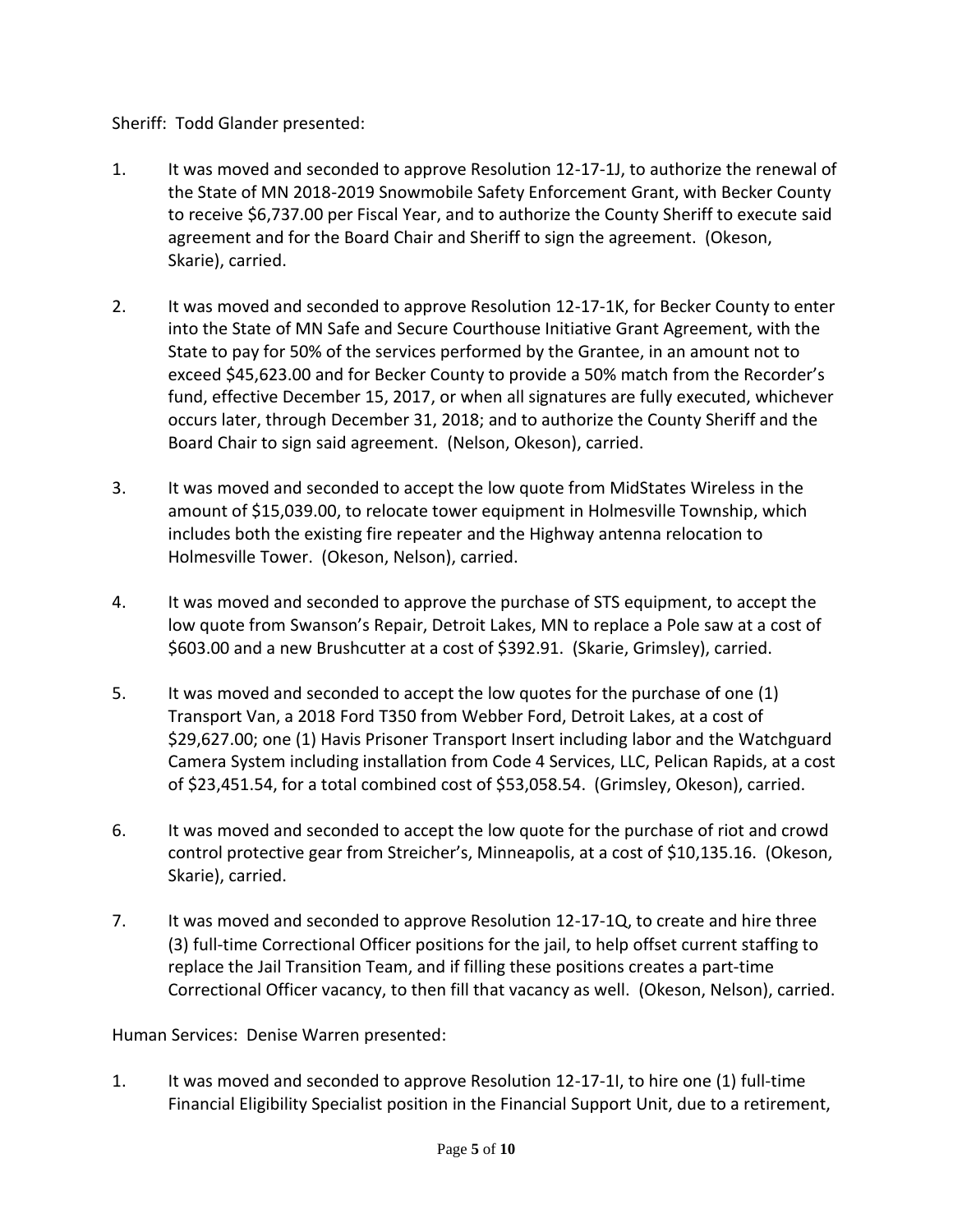Sheriff: Todd Glander presented:

1. It was moved and seconded to approve Resolution 12-17-1J, to authorize the renewal of the State of MN 2018-2019 Snowmobile Safety Enforcement Grant, with Becker County to receive $6,737.00 per Fiscal Year, and to authorize the County Sheriff to execute said agreement and for the Board Chair and Sheriff to sign the agreement. (Okeson, Skarie), carried.

2. It was moved and seconded to approve Resolution 12-17-1K, for Becker County to enter into the State of MN Safe and Secure Courthouse Initiative Grant Agreement, with the State to pay for 50% of the services performed by the Grantee, in an amount not to exceed $45,623.00 and for Becker County to provide a 50% match from the Recorder's fund, effective December 15, 2017, or when all signatures are fully executed, whichever occurs later, through December 31, 2018; and to authorize the County Sheriff and the Board Chair to sign said agreement. (Nelson, Okeson), carried.

3. It was moved and seconded to accept the low quote from MidStates Wireless in the amount of $15,039.00, to relocate tower equipment in Holmesville Township, which includes both the existing fire repeater and the Highway antenna relocation to Holmesville Tower. (Okeson, Nelson), carried.

4. It was moved and seconded to approve the purchase of STS equipment, to accept the low quote from Swanson's Repair, Detroit Lakes, MN to replace a Pole saw at a cost of $603.00 and a new Brushcutter at a cost of $392.91. (Skarie, Grimsley), carried.

5. It was moved and seconded to accept the low quotes for the purchase of one (1) Transport Van, a 2018 Ford T350 from Webber Ford, Detroit Lakes, at a cost of $29,627.00; one (1) Havis Prisoner Transport Insert including labor and the Watchguard Camera System including installation from Code 4 Services, LLC, Pelican Rapids, at a cost of $23,451.54, for a total combined cost of $53,058.54. (Grimsley, Okeson), carried.

6. It was moved and seconded to accept the low quote for the purchase of riot and crowd control protective gear from Streicher's, Minneapolis, at a cost of $10,135.16. (Okeson, Skarie), carried.

7. It was moved and seconded to approve Resolution 12-17-1Q, to create and hire three (3) full-time Correctional Officer positions for the jail, to help offset current staffing to replace the Jail Transition Team, and if filling these positions creates a part-time Correctional Officer vacancy, to then fill that vacancy as well. (Okeson, Nelson), carried.

Human Services: Denise Warren presented:

1. It was moved and seconded to approve Resolution 12-17-1I, to hire one (1) full-time Financial Eligibility Specialist position in the Financial Support Unit, due to a retirement,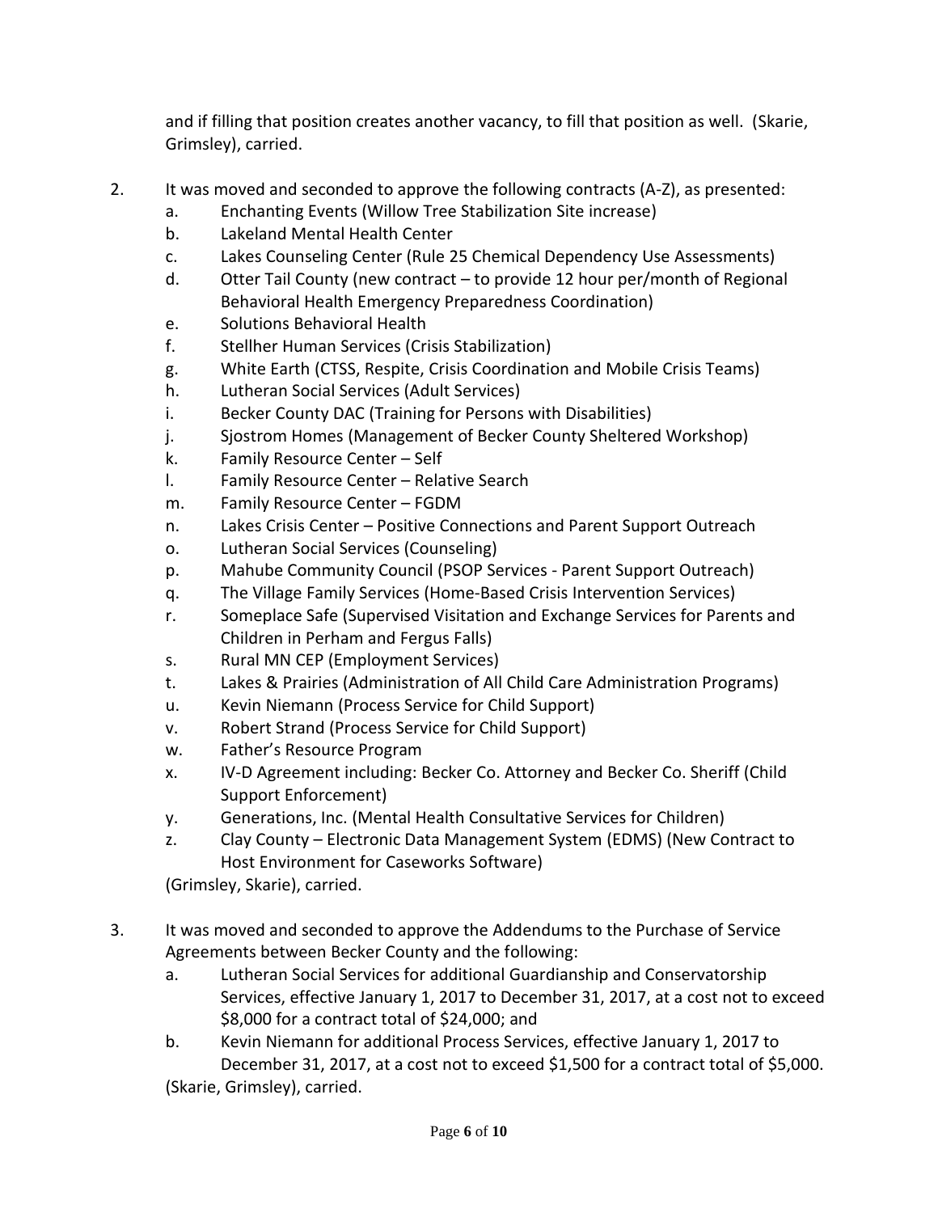and if filling that position creates another vacancy, to fill that position as well. (Skarie, Grimsley), carried.

2. It was moved and seconded to approve the following contracts (A-Z), as presented:
   a. Enchanting Events (Willow Tree Stabilization Site increase)
   b. Lakeland Mental Health Center
   c. Lakes Counseling Center (Rule 25 Chemical Dependency Use Assessments)
   d. Otter Tail County (new contract – to provide 12 hour per/month of Regional Behavioral Health Emergency Preparedness Coordination)
   e. Solutions Behavioral Health
   f. Stellher Human Services (Crisis Stabilization)
   g. White Earth (CTSS, Respite, Crisis Coordination and Mobile Crisis Teams)
   h. Lutheran Social Services (Adult Services)
   i. Becker County DAC (Training for Persons with Disabilities)
   j. Sjostrom Homes (Management of Becker County Sheltered Workshop)
   k. Family Resource Center – Self
   l. Family Resource Center – Relative Search
   m. Family Resource Center – FGDM
   n. Lakes Crisis Center – Positive Connections and Parent Support Outreach
   o. Lutheran Social Services (Counseling)
   p. Mahube Community Council (PSOP Services - Parent Support Outreach)
   q. The Village Family Services (Home-Based Crisis Intervention Services)
   r. Someplace Safe (Supervised Visitation and Exchange Services for Parents and Children in Perham and Fergus Falls)
   s. Rural MN CEP (Employment Services)
   t. Lakes & Prairies (Administration of All Child Care Administration Programs)
   u. Kevin Niemann (Process Service for Child Support)
   v. Robert Strand (Process Service for Child Support)
   w. Father's Resource Program
   x. IV-D Agreement including: Becker Co. Attorney and Becker Co. Sheriff (Child Support Enforcement)
   y. Generations, Inc. (Mental Health Consultative Services for Children)
   z. Clay County – Electronic Data Management System (EDMS) (New Contract to Host Environment for Caseworks Software)

   (Grimsley, Skarie), carried.

3. It was moved and seconded to approve the Addendums to the Purchase of Service Agreements between Becker County and the following:
   a. Lutheran Social Services for additional Guardianship and Conservatorship Services, effective January 1, 2017 to December 31, 2017, at a cost not to exceed $8,000 for a contract total of $24,000; and
   b. Kevin Niemann for additional Process Services, effective January 1, 2017 to December 31, 2017, at a cost not to exceed $1,500 for a contract total of $5,000.

   (Skarie, Grimsley), carried.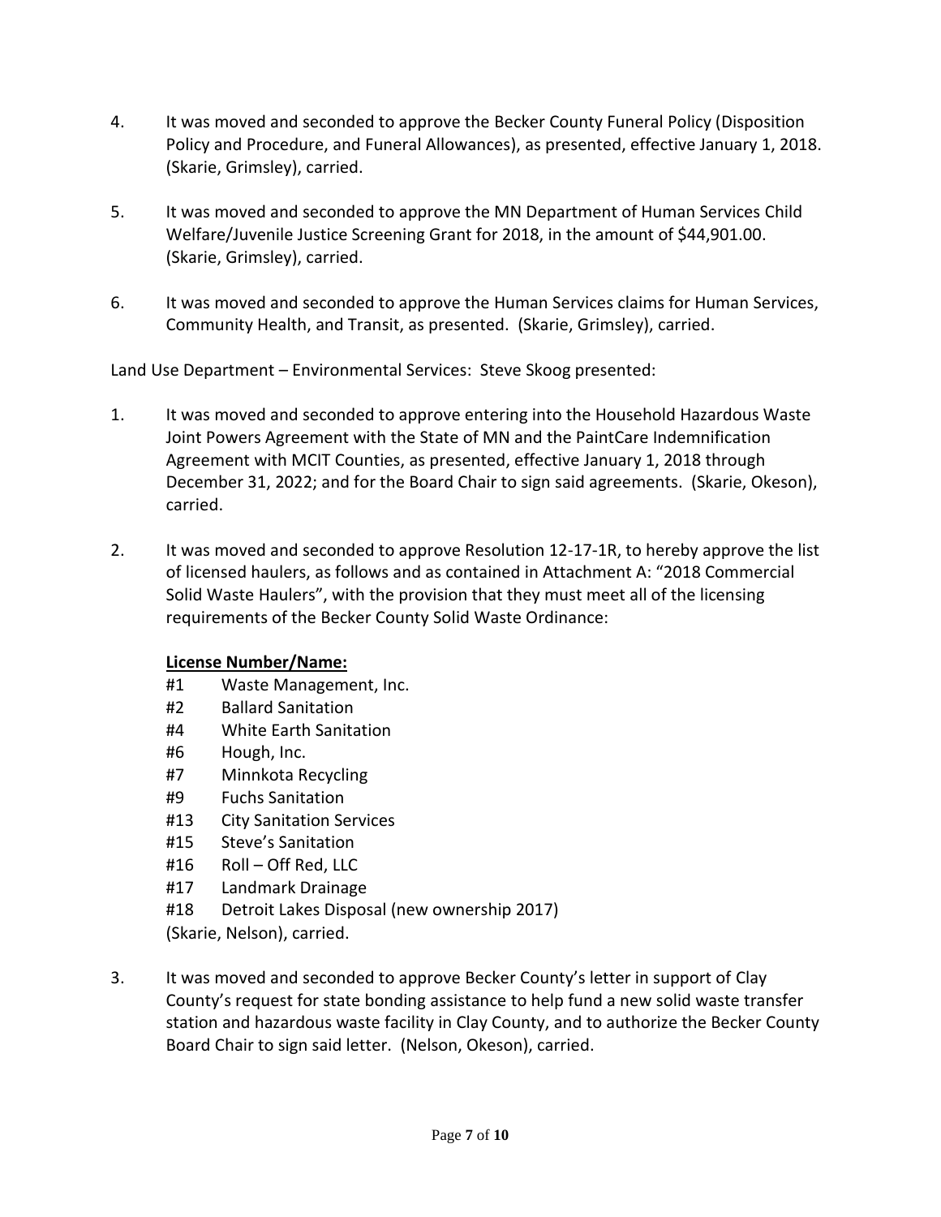4. It was moved and seconded to approve the Becker County Funeral Policy (Disposition Policy and Procedure, and Funeral Allowances), as presented, effective January 1, 2018. (Skarie, Grimsley), carried.

5. It was moved and seconded to approve the MN Department of Human Services Child Welfare/Juvenile Justice Screening Grant for 2018, in the amount of $44,901.00. (Skarie, Grimsley), carried.

6. It was moved and seconded to approve the Human Services claims for Human Services, Community Health, and Transit, as presented. (Skarie, Grimsley), carried.

Land Use Department – Environmental Services: Steve Skoog presented:

1. It was moved and seconded to approve entering into the Household Hazardous Waste Joint Powers Agreement with the State of MN and the PaintCare Indemnification Agreement with MCIT Counties, as presented, effective January 1, 2018 through December 31, 2022; and for the Board Chair to sign said agreements. (Skarie, Okeson), carried.

2. It was moved and seconded to approve Resolution 12-17-1R, to hereby approve the list of licensed haulers, as follows and as contained in Attachment A: "2018 Commercial Solid Waste Haulers", with the provision that they must meet all of the licensing requirements of the Becker County Solid Waste Ordinance:

   **License Number/Name:**

   #1 Waste Management, Inc.
   #2 Ballard Sanitation
   #4 White Earth Sanitation
   #6 Hough, Inc.
   #7 Minnkota Recycling
   #9 Fuchs Sanitation
   #13 City Sanitation Services
   #15 Steve's Sanitation
   #16 Roll – Off Red, LLC
   #17 Landmark Drainage
   #18 Detroit Lakes Disposal (new ownership 2017)
   (Skarie, Nelson), carried.

3. It was moved and seconded to approve Becker County's letter in support of Clay County's request for state bonding assistance to help fund a new solid waste transfer station and hazardous waste facility in Clay County, and to authorize the Becker County Board Chair to sign said letter. (Nelson, Okeson), carried.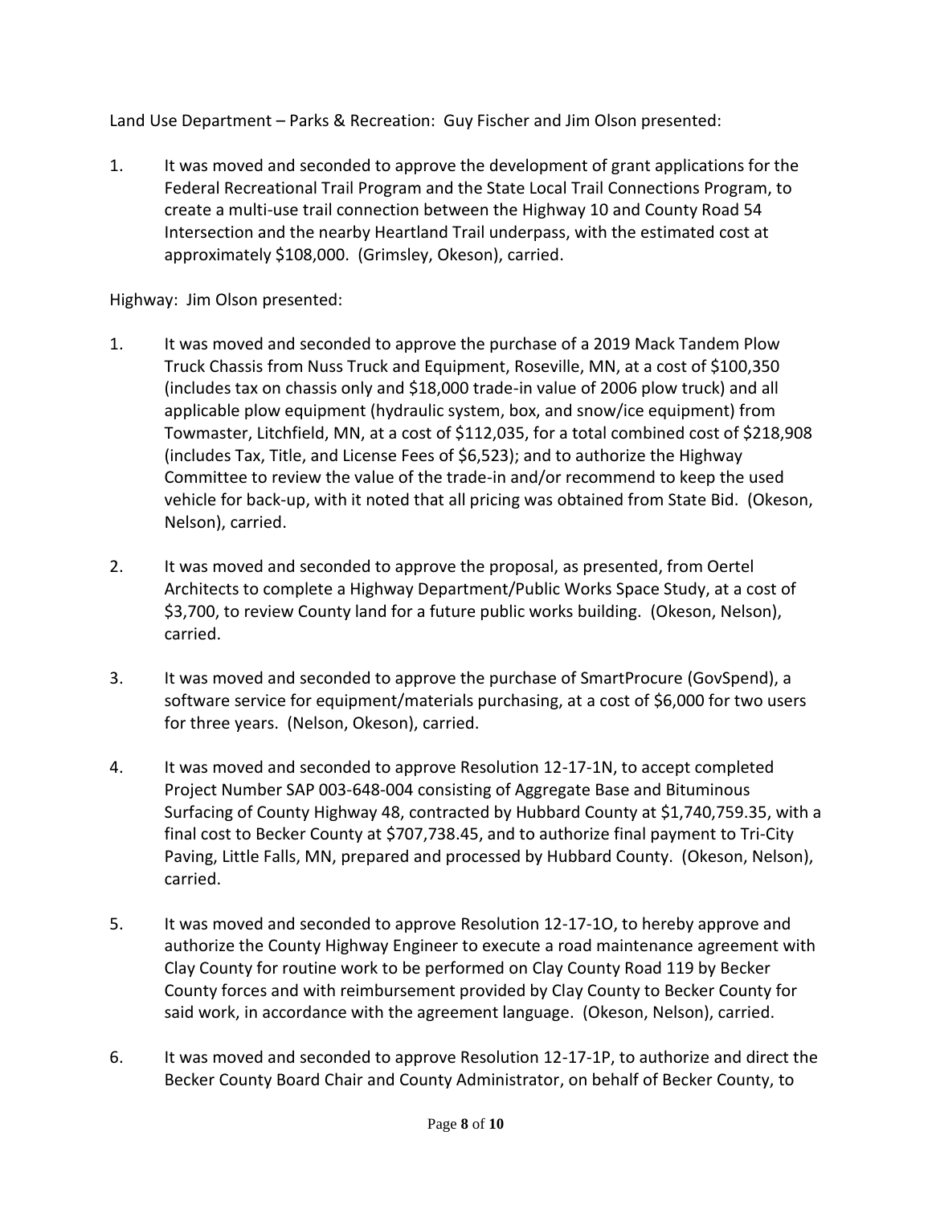Land Use Department – Parks & Recreation: Guy Fischer and Jim Olson presented:

1. It was moved and seconded to approve the development of grant applications for the Federal Recreational Trail Program and the State Local Trail Connections Program, to create a multi-use trail connection between the Highway 10 and County Road 54 Intersection and the nearby Heartland Trail underpass, with the estimated cost at approximately $108,000. (Grimsley, Okeson), carried.

Highway: Jim Olson presented:

1. It was moved and seconded to approve the purchase of a 2019 Mack Tandem Plow Truck Chassis from Nuss Truck and Equipment, Roseville, MN, at a cost of $100,350 (includes tax on chassis only and $18,000 trade-in value of 2006 plow truck) and all applicable plow equipment (hydraulic system, box, and snow/ice equipment) from Towmaster, Litchfield, MN, at a cost of $112,035, for a total combined cost of $218,908 (includes Tax, Title, and License Fees of $6,523); and to authorize the Highway Committee to review the value of the trade-in and/or recommend to keep the used vehicle for back-up, with it noted that all pricing was obtained from State Bid. (Okeson, Nelson), carried.

2. It was moved and seconded to approve the proposal, as presented, from Oertel Architects to complete a Highway Department/Public Works Space Study, at a cost of $3,700, to review County land for a future public works building. (Okeson, Nelson), carried.

3. It was moved and seconded to approve the purchase of SmartProcure (GovSpend), a software service for equipment/materials purchasing, at a cost of $6,000 for two users for three years. (Nelson, Okeson), carried.

4. It was moved and seconded to approve Resolution 12-17-1N, to accept completed Project Number SAP 003-648-004 consisting of Aggregate Base and Bituminous Surfacing of County Highway 48, contracted by Hubbard County at $1,740,759.35, with a final cost to Becker County at $707,738.45, and to authorize final payment to Tri-City Paving, Little Falls, MN, prepared and processed by Hubbard County. (Okeson, Nelson), carried.

5. It was moved and seconded to approve Resolution 12-17-1O, to hereby approve and authorize the County Highway Engineer to execute a road maintenance agreement with Clay County for routine work to be performed on Clay County Road 119 by Becker County forces and with reimbursement provided by Clay County to Becker County for said work, in accordance with the agreement language. (Okeson, Nelson), carried.

6. It was moved and seconded to approve Resolution 12-17-1P, to authorize and direct the Becker County Board Chair and County Administrator, on behalf of Becker County, to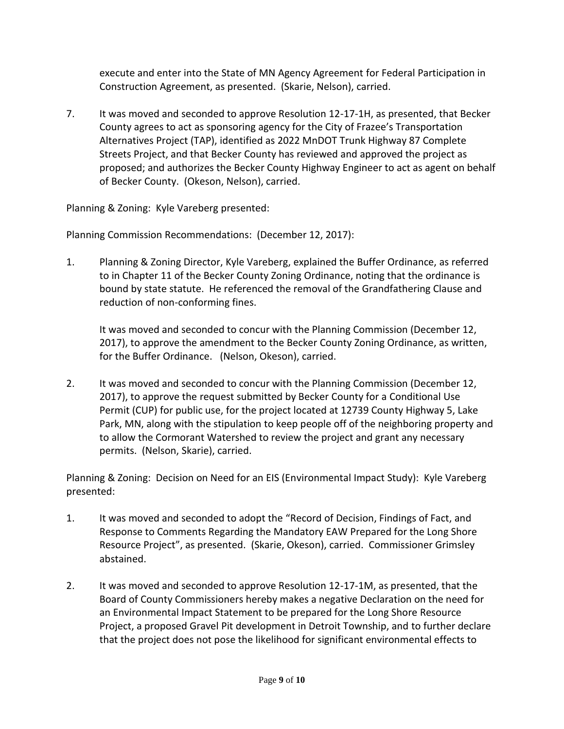execute and enter into the State of MN Agency Agreement for Federal Participation in Construction Agreement, as presented. (Skarie, Nelson), carried.

7. It was moved and seconded to approve Resolution 12-17-1H, as presented, that Becker County agrees to act as sponsoring agency for the City of Frazee's Transportation Alternatives Project (TAP), identified as 2022 MnDOT Trunk Highway 87 Complete Streets Project, and that Becker County has reviewed and approved the project as proposed; and authorizes the Becker County Highway Engineer to act as agent on behalf of Becker County. (Okeson, Nelson), carried.

Planning & Zoning: Kyle Vareberg presented:

Planning Commission Recommendations: (December 12, 2017):

1. Planning & Zoning Director, Kyle Vareberg, explained the Buffer Ordinance, as referred to in Chapter 11 of the Becker County Zoning Ordinance, noting that the ordinance is bound by state statute. He referenced the removal of the Grandfathering Clause and reduction of non-conforming fines.

   It was moved and seconded to concur with the Planning Commission (December 12, 2017), to approve the amendment to the Becker County Zoning Ordinance, as written, for the Buffer Ordinance. (Nelson, Okeson), carried.

2. It was moved and seconded to concur with the Planning Commission (December 12, 2017), to approve the request submitted by Becker County for a Conditional Use Permit (CUP) for public use, for the project located at 12739 County Highway 5, Lake Park, MN, along with the stipulation to keep people off of the neighboring property and to allow the Cormorant Watershed to review the project and grant any necessary permits. (Nelson, Skarie), carried.

Planning & Zoning: Decision on Need for an EIS (Environmental Impact Study): Kyle Vareberg presented:

1. It was moved and seconded to adopt the "Record of Decision, Findings of Fact, and Response to Comments Regarding the Mandatory EAW Prepared for the Long Shore Resource Project", as presented. (Skarie, Okeson), carried. Commissioner Grimsley abstained.

2. It was moved and seconded to approve Resolution 12-17-1M, as presented, that the Board of County Commissioners hereby makes a negative Declaration on the need for an Environmental Impact Statement to be prepared for the Long Shore Resource Project, a proposed Gravel Pit development in Detroit Township, and to further declare that the project does not pose the likelihood for significant environmental effects to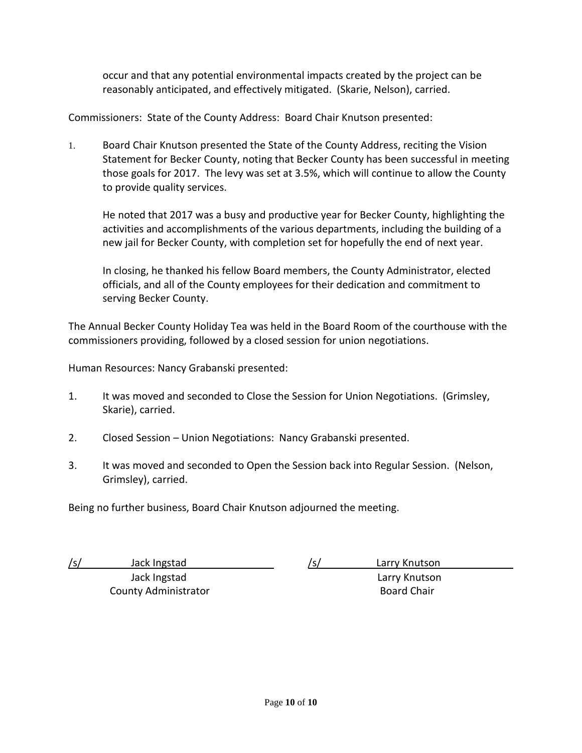occur and that any potential environmental impacts created by the project can be reasonably anticipated, and effectively mitigated. (Skarie, Nelson), carried.

Commissioners: State of the County Address: Board Chair Knutson presented:

1. Board Chair Knutson presented the State of the County Address, reciting the Vision Statement for Becker County, noting that Becker County has been successful in meeting those goals for 2017. The levy was set at 3.5%, which will continue to allow the County to provide quality services.

   He noted that 2017 was a busy and productive year for Becker County, highlighting the activities and accomplishments of the various departments, including the building of a new jail for Becker County, with completion set for hopefully the end of next year.

   In closing, he thanked his fellow Board members, the County Administrator, elected officials, and all of the County employees for their dedication and commitment to serving Becker County.

The Annual Becker County Holiday Tea was held in the Board Room of the courthouse with the commissioners providing, followed by a closed session for union negotiations.

Human Resources: Nancy Grabanski presented:

1. It was moved and seconded to Close the Session for Union Negotiations. (Grimsley, Skarie), carried.

2. Closed Session – Union Negotiations: Nancy Grabanski presented.

3. It was moved and seconded to Open the Session back into Regular Session. (Nelson, Grimsley), carried.

Being no further business, Board Chair Knutson adjourned the meeting.

/s/ Jack Ingstad
Jack Ingstad
County Administrator

/s/ Larry Knutson
Larry Knutson
Board Chair